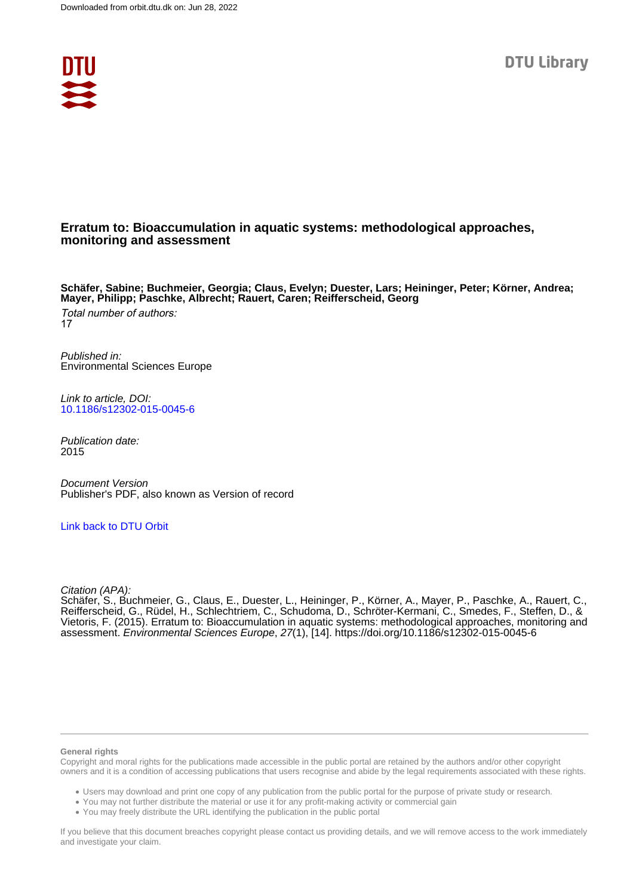Downloaded from orbit.dtu.dk on: Jun 28, 2022

DTU Library

# Erratum to: Bioaccumulation in aquatic systems: methodological approaches, monitoring and assessment

**Schäfer, Sabine; Buchmeier, Georgia; Claus, Evelyn; Duester, Lars; Heininger, Peter; Körner, Andrea; Mayer, Philipp; Paschke, Albrecht; Rauert, Caren; Reifferscheid, Georg**

*Total number of authors:*
17

*Published in:*
Environmental Sciences Europe

*Link to article, DOI:*
[10.1186/s12302-015-0045-6](https://doi.org/10.1186/s12302-015-0045-6)

*Publication date:*
2015

*Document Version*
Publisher's PDF, also known as Version of record

[Link back to DTU Orbit](https://orbit.dtu.dk)

*Citation (APA):*
Schäfer, S., Buchmeier, G., Claus, E., Duester, L., Heininger, P., Körner, A., Mayer, P., Paschke, A., Rauert, C., Reifferscheid, G., Rüdel, H., Schlechtriem, C., Schudoma, D., Schröter-Kermani, C., Smedes, F., Steffen, D., & Vietoris, F. (2015). Erratum to: Bioaccumulation in aquatic systems: methodological approaches, monitoring and assessment. *Environmental Sciences Europe*, *27*(1), [14]. https://doi.org/10.1186/s12302-015-0045-6

**General rights**
Copyright and moral rights for the publications made accessible in the public portal are retained by the authors and/or other copyright owners and it is a condition of accessing publications that users recognise and abide by the legal requirements associated with these rights.

- Users may download and print one copy of any publication from the public portal for the purpose of private study or research.
- You may not further distribute the material or use it for any profit-making activity or commercial gain
- You may freely distribute the URL identifying the publication in the public portal

If you believe that this document breaches copyright please contact us providing details, and we will remove access to the work immediately and investigate your claim.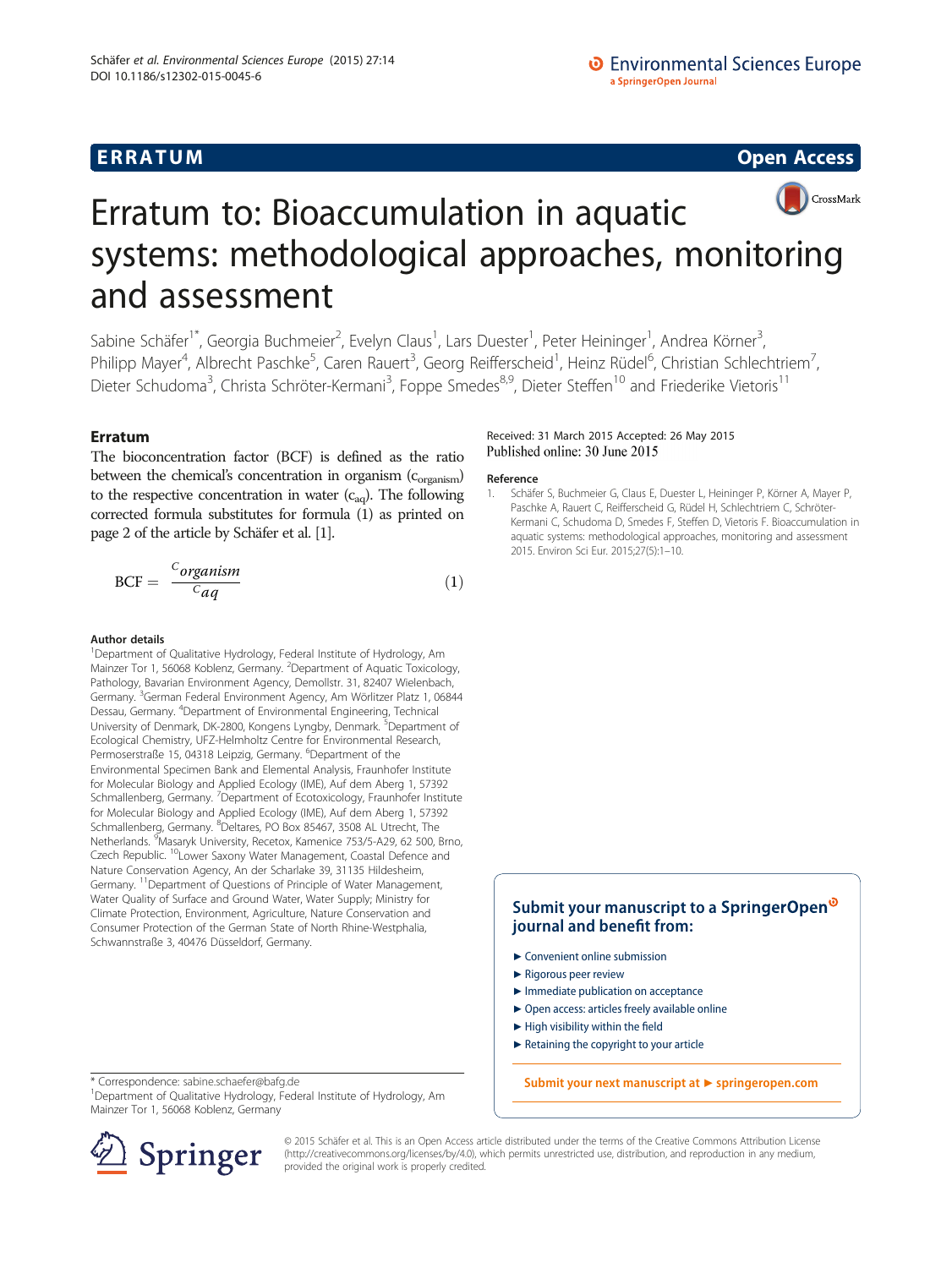# Erratum to: Bioaccumulation in aquatic systems: methodological approaches, monitoring and assessment

Sabine Schäfer[1*], Georgia Buchmeier[2], Evelyn Claus[1], Lars Duester[1], Peter Heininger[1], Andrea Körner[3], Philipp Mayer[4], Albrecht Paschke[5], Caren Rauert[3], Georg Reifferscheid[1], Heinz Rüdel[6], Christian Schlechtriem[7], Dieter Schudoma[3], Christa Schröter-Kermani[3], Foppe Smedes[8,9], Dieter Steffen[10] and Friederike Vietoris[11]

## Erratum

The bioconcentration factor (BCF) is defined as the ratio between the chemical's concentration in organism ($c_{organism}$) to the respective concentration in water ($c_{aq}$). The following corrected formula substitutes for formula (1) as printed on page 2 of the article by Schäfer et al. [1].

$$\mathrm{BCF} = \frac{c_{organism}}{c_{aq}} \tag{1}$$

### Author details

[1]Department of Qualitative Hydrology, Federal Institute of Hydrology, Am Mainzer Tor 1, 56068 Koblenz, Germany. [2]Department of Aquatic Toxicology, Pathology, Bavarian Environment Agency, Demollstr. 31, 82407 Wielenbach, Germany. [3]German Federal Environment Agency, Am Wörlitzer Platz 1, 06844 Dessau, Germany. [4]Department of Environmental Engineering, Technical University of Denmark, DK-2800, Kongens Lyngby, Denmark. [5]Department of Ecological Chemistry, UFZ-Helmholtz Centre for Environmental Research, Permoserstraße 15, 04318 Leipzig, Germany. [6]Department of the Environmental Specimen Bank and Elemental Analysis, Fraunhofer Institute for Molecular Biology and Applied Ecology (IME), Auf dem Aberg 1, 57392 Schmallenberg, Germany. [7]Department of Ecotoxicology, Fraunhofer Institute for Molecular Biology and Applied Ecology (IME), Auf dem Aberg 1, 57392 Schmallenberg, Germany. [8]Deltares, PO Box 85467, 3508 AL Utrecht, The Netherlands. [9]Masaryk University, Recetox, Kamenice 753/5-A29, 62 500, Brno, Czech Republic. [10]Lower Saxony Water Management, Coastal Defence and Nature Conservation Agency, An der Scharlake 39, 31135 Hildesheim, Germany. [11]Department of Questions of Principle of Water Management, Water Quality of Surface and Ground Water, Water Supply; Ministry for Climate Protection, Environment, Agriculture, Nature Conservation and Consumer Protection of the German State of North Rhine-Westphalia, Schwannstraße 3, 40476 Düsseldorf, Germany.

\* Correspondence: sabine.schaefer@bafg.de
[1]Department of Qualitative Hydrology, Federal Institute of Hydrology, Am Mainzer Tor 1, 56068 Koblenz, Germany

Received: 31 March 2015 Accepted: 26 May 2015
Published online: 30 June 2015

### Reference

1. Schäfer S, Buchmeier G, Claus E, Duester L, Heininger P, Körner A, Mayer P, Paschke A, Rauert C, Reifferscheid G, Rüdel H, Schlechtriem C, Schröter-Kermani C, Schudoma D, Smedes F, Steffen D, Vietoris F. Bioaccumulation in aquatic systems: methodological approaches, monitoring and assessment 2015. Environ Sci Eur. 2015;27(5):1–10.

© 2015 Schäfer et al. This is an Open Access article distributed under the terms of the Creative Commons Attribution License (http://creativecommons.org/licenses/by/4.0), which permits unrestricted use, distribution, and reproduction in any medium, provided the original work is properly credited.